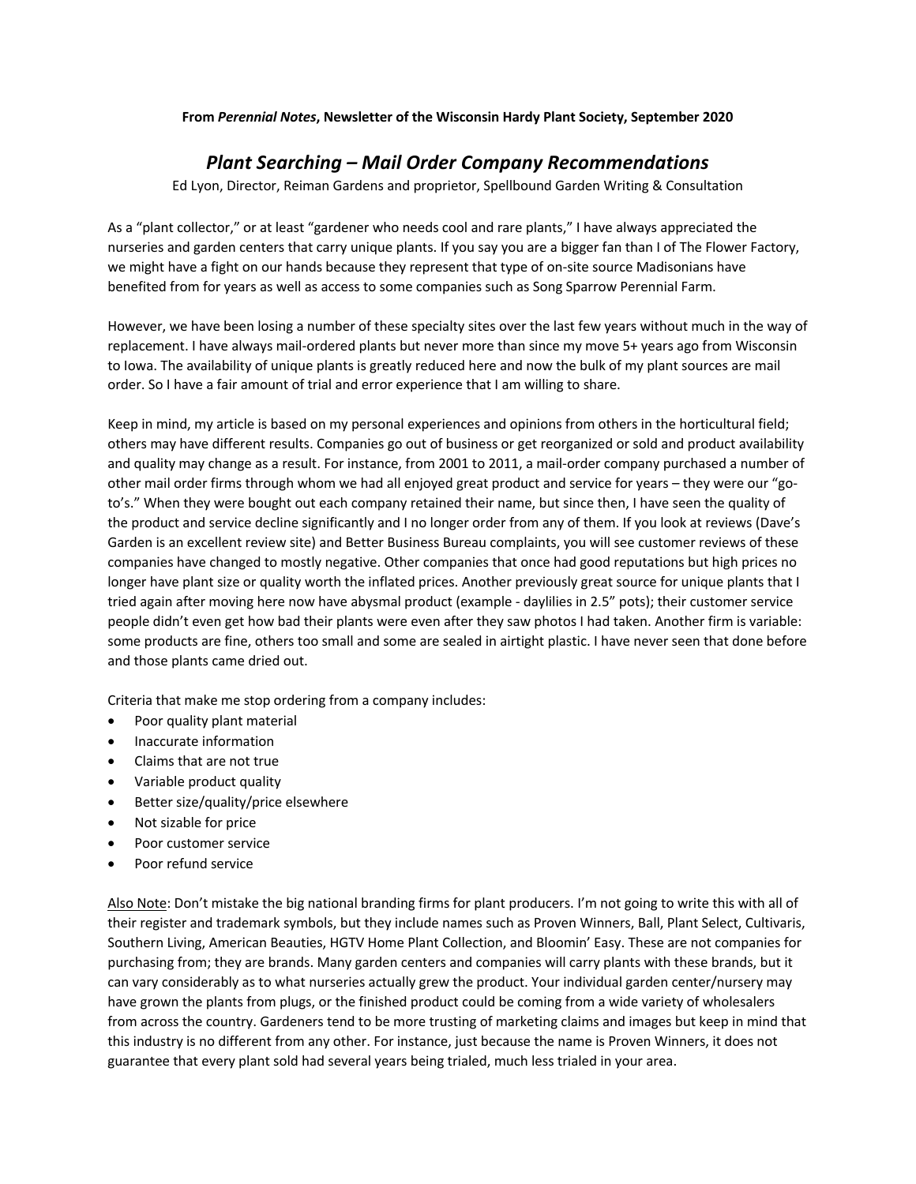**From *Perennial Notes*, Newsletter of the Wisconsin Hardy Plant Society, September 2020**

# *Plant Searching – Mail Order Company Recommendations*

Ed Lyon, Director, Reiman Gardens and proprietor, Spellbound Garden Writing & Consultation

As a "plant collector," or at least "gardener who needs cool and rare plants," I have always appreciated the nurseries and garden centers that carry unique plants. If you say you are a bigger fan than I of The Flower Factory, we might have a fight on our hands because they represent that type of on-site source Madisonians have benefited from for years as well as access to some companies such as Song Sparrow Perennial Farm.

However, we have been losing a number of these specialty sites over the last few years without much in the way of replacement. I have always mail-ordered plants but never more than since my move 5+ years ago from Wisconsin to Iowa. The availability of unique plants is greatly reduced here and now the bulk of my plant sources are mail order. So I have a fair amount of trial and error experience that I am willing to share.

Keep in mind, my article is based on my personal experiences and opinions from others in the horticultural field; others may have different results. Companies go out of business or get reorganized or sold and product availability and quality may change as a result. For instance, from 2001 to 2011, a mail-order company purchased a number of other mail order firms through whom we had all enjoyed great product and service for years – they were our "go-to's." When they were bought out each company retained their name, but since then, I have seen the quality of the product and service decline significantly and I no longer order from any of them. If you look at reviews (Dave's Garden is an excellent review site) and Better Business Bureau complaints, you will see customer reviews of these companies have changed to mostly negative. Other companies that once had good reputations but high prices no longer have plant size or quality worth the inflated prices. Another previously great source for unique plants that I tried again after moving here now have abysmal product (example - daylilies in 2.5" pots); their customer service people didn't even get how bad their plants were even after they saw photos I had taken. Another firm is variable: some products are fine, others too small and some are sealed in airtight plastic. I have never seen that done before and those plants came dried out.

Criteria that make me stop ordering from a company includes:

- Poor quality plant material
- Inaccurate information
- Claims that are not true
- Variable product quality
- Better size/quality/price elsewhere
- Not sizable for price
- Poor customer service
- Poor refund service

<u>Also Note</u>: Don't mistake the big national branding firms for plant producers. I'm not going to write this with all of their register and trademark symbols, but they include names such as Proven Winners, Ball, Plant Select, Cultivaris, Southern Living, American Beauties, HGTV Home Plant Collection, and Bloomin' Easy. These are not companies for purchasing from; they are brands. Many garden centers and companies will carry plants with these brands, but it can vary considerably as to what nurseries actually grew the product. Your individual garden center/nursery may have grown the plants from plugs, or the finished product could be coming from a wide variety of wholesalers from across the country. Gardeners tend to be more trusting of marketing claims and images but keep in mind that this industry is no different from any other. For instance, just because the name is Proven Winners, it does not guarantee that every plant sold had several years being trialed, much less trialed in your area.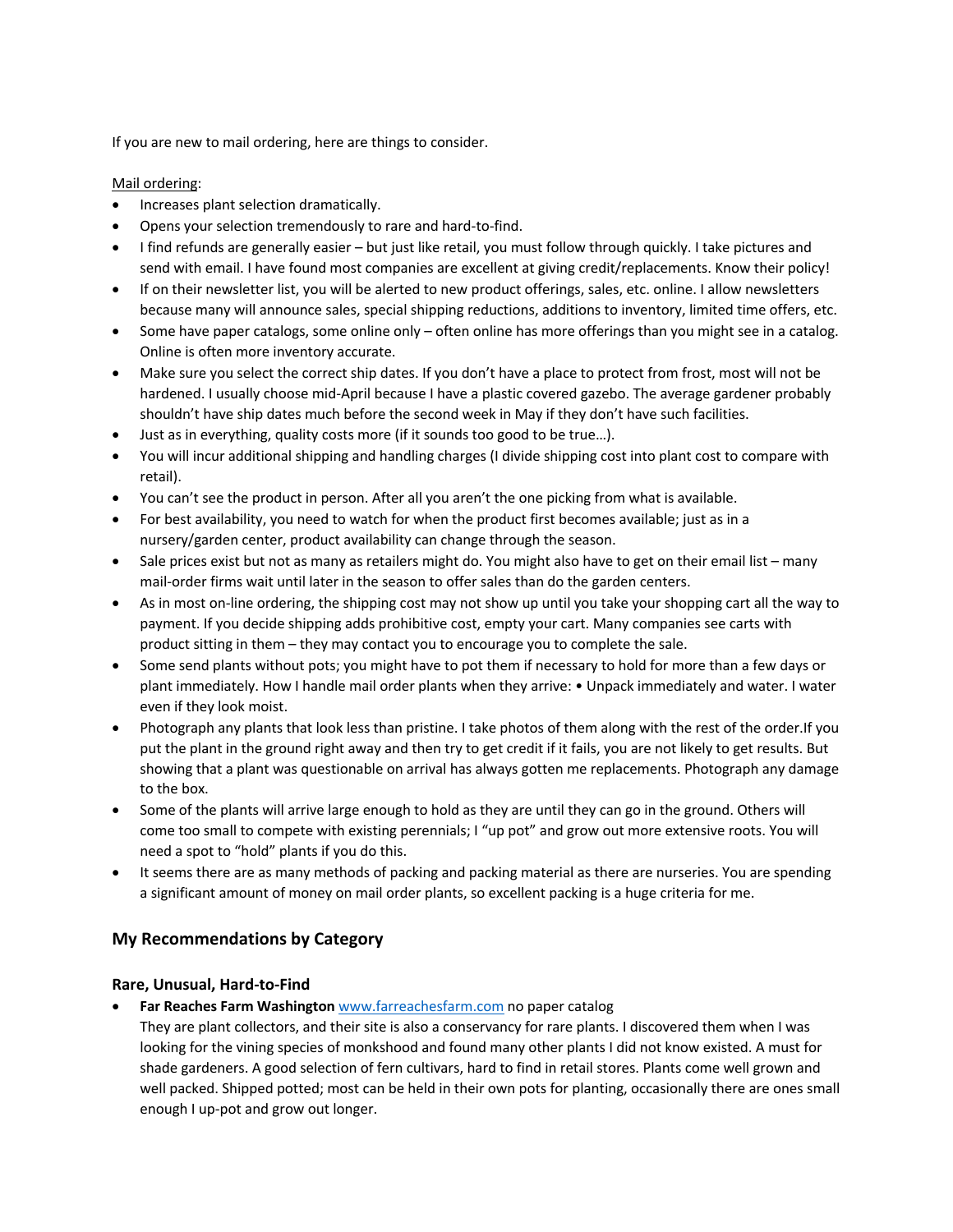If you are new to mail ordering, here are things to consider.

Mail ordering:

- Increases plant selection dramatically.
- Opens your selection tremendously to rare and hard-to-find.
- I find refunds are generally easier – but just like retail, you must follow through quickly. I take pictures and send with email. I have found most companies are excellent at giving credit/replacements. Know their policy!
- If on their newsletter list, you will be alerted to new product offerings, sales, etc. online. I allow newsletters because many will announce sales, special shipping reductions, additions to inventory, limited time offers, etc.
- Some have paper catalogs, some online only – often online has more offerings than you might see in a catalog. Online is often more inventory accurate.
- Make sure you select the correct ship dates. If you don't have a place to protect from frost, most will not be hardened. I usually choose mid-April because I have a plastic covered gazebo. The average gardener probably shouldn't have ship dates much before the second week in May if they don't have such facilities.
- Just as in everything, quality costs more (if it sounds too good to be true…).
- You will incur additional shipping and handling charges (I divide shipping cost into plant cost to compare with retail).
- You can't see the product in person. After all you aren't the one picking from what is available.
- For best availability, you need to watch for when the product first becomes available; just as in a nursery/garden center, product availability can change through the season.
- Sale prices exist but not as many as retailers might do. You might also have to get on their email list – many mail-order firms wait until later in the season to offer sales than do the garden centers.
- As in most on-line ordering, the shipping cost may not show up until you take your shopping cart all the way to payment. If you decide shipping adds prohibitive cost, empty your cart. Many companies see carts with product sitting in them – they may contact you to encourage you to complete the sale.
- Some send plants without pots; you might have to pot them if necessary to hold for more than a few days or plant immediately. How I handle mail order plants when they arrive: • Unpack immediately and water. I water even if they look moist.
- Photograph any plants that look less than pristine. I take photos of them along with the rest of the order.If you put the plant in the ground right away and then try to get credit if it fails, you are not likely to get results. But showing that a plant was questionable on arrival has always gotten me replacements. Photograph any damage to the box.
- Some of the plants will arrive large enough to hold as they are until they can go in the ground. Others will come too small to compete with existing perennials; I "up pot" and grow out more extensive roots. You will need a spot to "hold" plants if you do this.
- It seems there are as many methods of packing and packing material as there are nurseries. You are spending a significant amount of money on mail order plants, so excellent packing is a huge criteria for me.

## My Recommendations by Category

### Rare, Unusual, Hard-to-Find

- **Far Reaches Farm Washington** www.farreachesfarm.com no paper catalog
  They are plant collectors, and their site is also a conservancy for rare plants. I discovered them when I was looking for the vining species of monkshood and found many other plants I did not know existed. A must for shade gardeners. A good selection of fern cultivars, hard to find in retail stores. Plants come well grown and well packed. Shipped potted; most can be held in their own pots for planting, occasionally there are ones small enough I up-pot and grow out longer.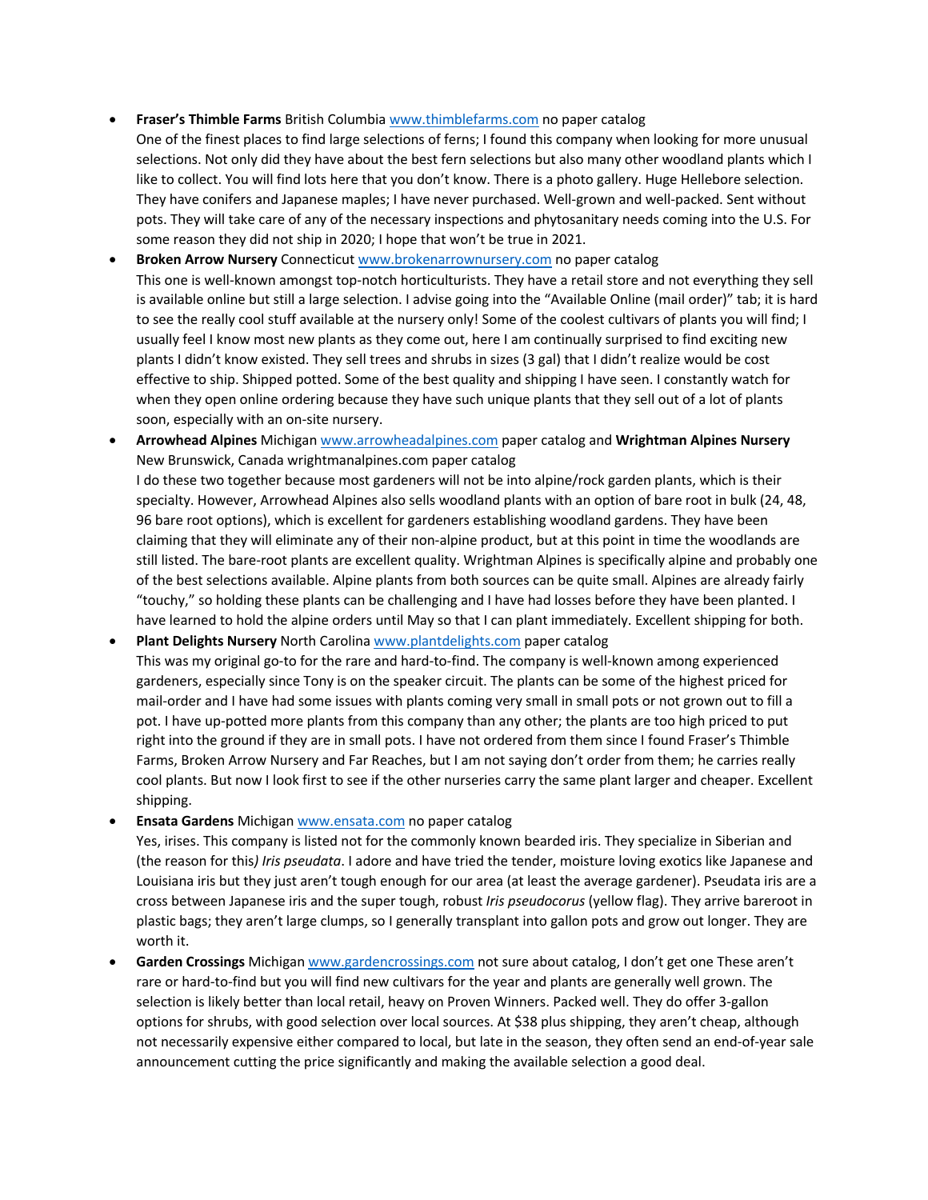- **Fraser's Thimble Farms** British Columbia [www.thimblefarms.com](http://www.thimblefarms.com) no paper catalog
  One of the finest places to find large selections of ferns; I found this company when looking for more unusual selections. Not only did they have about the best fern selections but also many other woodland plants which I like to collect. You will find lots here that you don't know. There is a photo gallery. Huge Hellebore selection. They have conifers and Japanese maples; I have never purchased. Well-grown and well-packed. Sent without pots. They will take care of any of the necessary inspections and phytosanitary needs coming into the U.S. For some reason they did not ship in 2020; I hope that won't be true in 2021.
- **Broken Arrow Nursery** Connecticut [www.brokenarrownursery.com](http://www.brokenarrownursery.com) no paper catalog
  This one is well-known amongst top-notch horticulturists. They have a retail store and not everything they sell is available online but still a large selection. I advise going into the "Available Online (mail order)" tab; it is hard to see the really cool stuff available at the nursery only! Some of the coolest cultivars of plants you will find; I usually feel I know most new plants as they come out, here I am continually surprised to find exciting new plants I didn't know existed. They sell trees and shrubs in sizes (3 gal) that I didn't realize would be cost effective to ship. Shipped potted. Some of the best quality and shipping I have seen. I constantly watch for when they open online ordering because they have such unique plants that they sell out of a lot of plants soon, especially with an on-site nursery.
- **Arrowhead Alpines** Michigan [www.arrowheadalpines.com](http://www.arrowheadalpines.com) paper catalog and **Wrightman Alpines Nursery** New Brunswick, Canada wrightmanalpines.com paper catalog
  I do these two together because most gardeners will not be into alpine/rock garden plants, which is their specialty. However, Arrowhead Alpines also sells woodland plants with an option of bare root in bulk (24, 48, 96 bare root options), which is excellent for gardeners establishing woodland gardens. They have been claiming that they will eliminate any of their non-alpine product, but at this point in time the woodlands are still listed. The bare-root plants are excellent quality. Wrightman Alpines is specifically alpine and probably one of the best selections available. Alpine plants from both sources can be quite small. Alpines are already fairly "touchy," so holding these plants can be challenging and I have had losses before they have been planted. I have learned to hold the alpine orders until May so that I can plant immediately. Excellent shipping for both.
- **Plant Delights Nursery** North Carolina [www.plantdelights.com](http://www.plantdelights.com) paper catalog
  This was my original go-to for the rare and hard-to-find. The company is well-known among experienced gardeners, especially since Tony is on the speaker circuit. The plants can be some of the highest priced for mail-order and I have had some issues with plants coming very small in small pots or not grown out to fill a pot. I have up-potted more plants from this company than any other; the plants are too high priced to put right into the ground if they are in small pots. I have not ordered from them since I found Fraser's Thimble Farms, Broken Arrow Nursery and Far Reaches, but I am not saying don't order from them; he carries really cool plants. But now I look first to see if the other nurseries carry the same plant larger and cheaper. Excellent shipping.
- **Ensata Gardens** Michigan [www.ensata.com](http://www.ensata.com) no paper catalog
  Yes, irises. This company is listed not for the commonly known bearded iris. They specialize in Siberian and (the reason for this*) Iris pseudata*. I adore and have tried the tender, moisture loving exotics like Japanese and Louisiana iris but they just aren't tough enough for our area (at least the average gardener). Pseudata iris are a cross between Japanese iris and the super tough, robust *Iris pseudocorus* (yellow flag). They arrive bareroot in plastic bags; they aren't large clumps, so I generally transplant into gallon pots and grow out longer. They are worth it.
- **Garden Crossings** Michigan [www.gardencrossings.com](http://www.gardencrossings.com) not sure about catalog, I don't get one These aren't rare or hard-to-find but you will find new cultivars for the year and plants are generally well grown. The selection is likely better than local retail, heavy on Proven Winners. Packed well. They do offer 3-gallon options for shrubs, with good selection over local sources. At $38 plus shipping, they aren't cheap, although not necessarily expensive either compared to local, but late in the season, they often send an end-of-year sale announcement cutting the price significantly and making the available selection a good deal.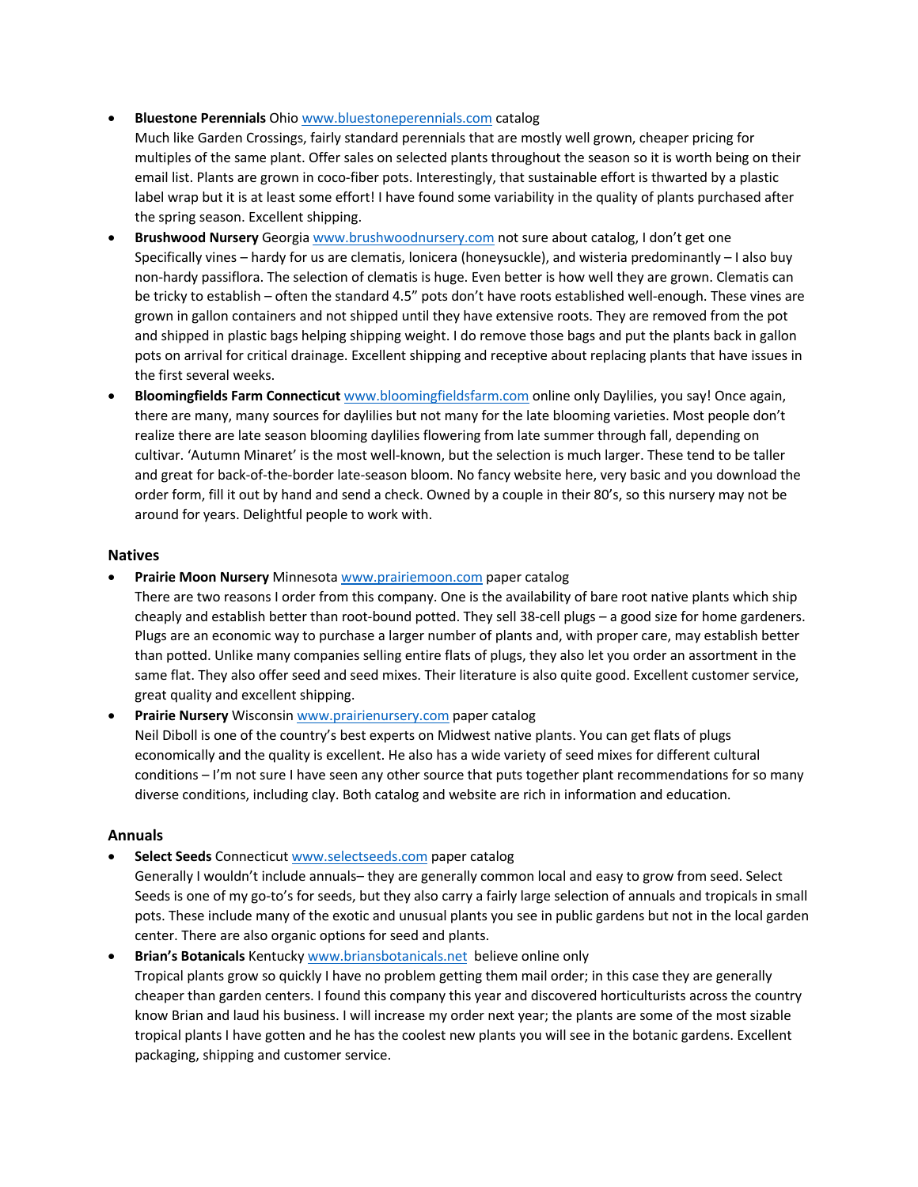- **Bluestone Perennials** Ohio [www.bluestoneperennials.com](http://www.bluestoneperennials.com) catalog
  Much like Garden Crossings, fairly standard perennials that are mostly well grown, cheaper pricing for multiples of the same plant. Offer sales on selected plants throughout the season so it is worth being on their email list. Plants are grown in coco-fiber pots. Interestingly, that sustainable effort is thwarted by a plastic label wrap but it is at least some effort! I have found some variability in the quality of plants purchased after the spring season. Excellent shipping.
- **Brushwood Nursery** Georgia [www.brushwoodnursery.com](http://www.brushwoodnursery.com) not sure about catalog, I don't get one
  Specifically vines – hardy for us are clematis, lonicera (honeysuckle), and wisteria predominantly – I also buy non-hardy passiflora. The selection of clematis is huge. Even better is how well they are grown. Clematis can be tricky to establish – often the standard 4.5" pots don't have roots established well-enough. These vines are grown in gallon containers and not shipped until they have extensive roots. They are removed from the pot and shipped in plastic bags helping shipping weight. I do remove those bags and put the plants back in gallon pots on arrival for critical drainage. Excellent shipping and receptive about replacing plants that have issues in the first several weeks.
- **Bloomingfields Farm Connecticut** [www.bloomingfieldsfarm.com](http://www.bloomingfieldsfarm.com) online only Daylilies, you say! Once again, there are many, many sources for daylilies but not many for the late blooming varieties. Most people don't realize there are late season blooming daylilies flowering from late summer through fall, depending on cultivar. 'Autumn Minaret' is the most well-known, but the selection is much larger. These tend to be taller and great for back-of-the-border late-season bloom. No fancy website here, very basic and you download the order form, fill it out by hand and send a check. Owned by a couple in their 80's, so this nursery may not be around for years. Delightful people to work with.

### Natives

- **Prairie Moon Nursery** Minnesota [www.prairiemoon.com](http://www.prairiemoon.com) paper catalog
  There are two reasons I order from this company. One is the availability of bare root native plants which ship cheaply and establish better than root-bound potted. They sell 38-cell plugs – a good size for home gardeners. Plugs are an economic way to purchase a larger number of plants and, with proper care, may establish better than potted. Unlike many companies selling entire flats of plugs, they also let you order an assortment in the same flat. They also offer seed and seed mixes. Their literature is also quite good. Excellent customer service, great quality and excellent shipping.
- **Prairie Nursery** Wisconsin [www.prairienursery.com](http://www.prairienursery.com) paper catalog
  Neil Diboll is one of the country's best experts on Midwest native plants. You can get flats of plugs economically and the quality is excellent. He also has a wide variety of seed mixes for different cultural conditions – I'm not sure I have seen any other source that puts together plant recommendations for so many diverse conditions, including clay. Both catalog and website are rich in information and education.

### Annuals

- **Select Seeds** Connecticut [www.selectseeds.com](http://www.selectseeds.com) paper catalog
  Generally I wouldn't include annuals– they are generally common local and easy to grow from seed. Select Seeds is one of my go-to's for seeds, but they also carry a fairly large selection of annuals and tropicals in small pots. These include many of the exotic and unusual plants you see in public gardens but not in the local garden center. There are also organic options for seed and plants.
- **Brian's Botanicals** Kentucky [www.briansbotanicals.net](http://www.briansbotanicals.net) believe online only
  Tropical plants grow so quickly I have no problem getting them mail order; in this case they are generally cheaper than garden centers. I found this company this year and discovered horticulturists across the country know Brian and laud his business. I will increase my order next year; the plants are some of the most sizable tropical plants I have gotten and he has the coolest new plants you will see in the botanic gardens. Excellent packaging, shipping and customer service.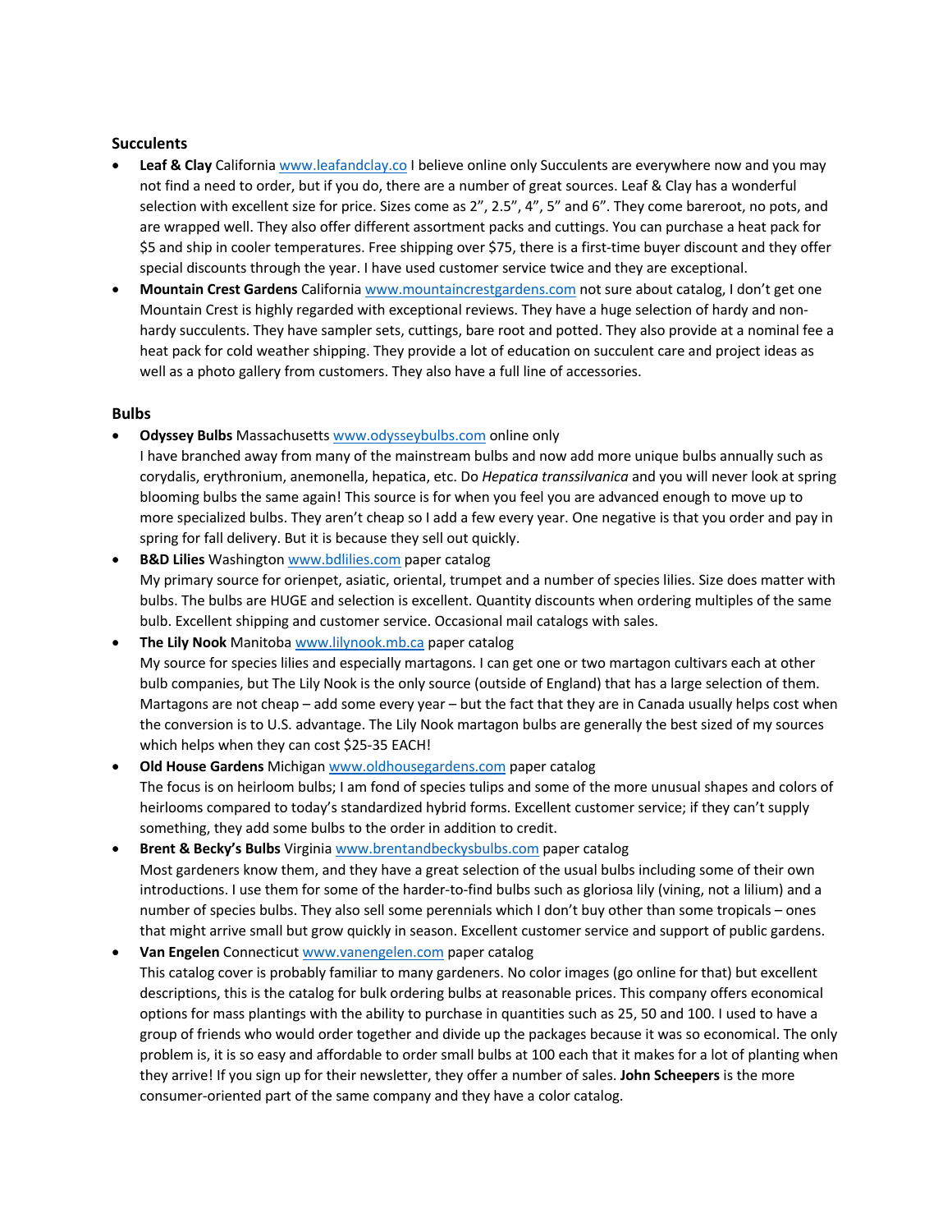### Succulents

- **Leaf & Clay** California www.leafandclay.co I believe online only Succulents are everywhere now and you may not find a need to order, but if you do, there are a number of great sources. Leaf & Clay has a wonderful selection with excellent size for price. Sizes come as 2", 2.5", 4", 5" and 6". They come bareroot, no pots, and are wrapped well. They also offer different assortment packs and cuttings. You can purchase a heat pack for $5 and ship in cooler temperatures. Free shipping over $75, there is a first-time buyer discount and they offer special discounts through the year. I have used customer service twice and they are exceptional.
- **Mountain Crest Gardens** California www.mountaincrestgardens.com not sure about catalog, I don't get one Mountain Crest is highly regarded with exceptional reviews. They have a huge selection of hardy and non-hardy succulents. They have sampler sets, cuttings, bare root and potted. They also provide at a nominal fee a heat pack for cold weather shipping. They provide a lot of education on succulent care and project ideas as well as a photo gallery from customers. They also have a full line of accessories.

### Bulbs

- **Odyssey Bulbs** Massachusetts www.odysseybulbs.com online only
  I have branched away from many of the mainstream bulbs and now add more unique bulbs annually such as corydalis, erythronium, anemonella, hepatica, etc. Do *Hepatica transsilvanica* and you will never look at spring blooming bulbs the same again! This source is for when you feel you are advanced enough to move up to more specialized bulbs. They aren't cheap so I add a few every year. One negative is that you order and pay in spring for fall delivery. But it is because they sell out quickly.
- **B&D Lilies** Washington www.bdlilies.com paper catalog
  My primary source for orienpet, asiatic, oriental, trumpet and a number of species lilies. Size does matter with bulbs. The bulbs are HUGE and selection is excellent. Quantity discounts when ordering multiples of the same bulb. Excellent shipping and customer service. Occasional mail catalogs with sales.
- **The Lily Nook** Manitoba www.lilynook.mb.ca paper catalog
  My source for species lilies and especially martagons. I can get one or two martagon cultivars each at other bulb companies, but The Lily Nook is the only source (outside of England) that has a large selection of them. Martagons are not cheap – add some every year – but the fact that they are in Canada usually helps cost when the conversion is to U.S. advantage. The Lily Nook martagon bulbs are generally the best sized of my sources which helps when they can cost $25-35 EACH!
- **Old House Gardens** Michigan www.oldhousegardens.com paper catalog
  The focus is on heirloom bulbs; I am fond of species tulips and some of the more unusual shapes and colors of heirlooms compared to today's standardized hybrid forms. Excellent customer service; if they can't supply something, they add some bulbs to the order in addition to credit.
- **Brent & Becky's Bulbs** Virginia www.brentandbeckysbulbs.com paper catalog
  Most gardeners know them, and they have a great selection of the usual bulbs including some of their own introductions. I use them for some of the harder-to-find bulbs such as gloriosa lily (vining, not a lilium) and a number of species bulbs. They also sell some perennials which I don't buy other than some tropicals – ones that might arrive small but grow quickly in season. Excellent customer service and support of public gardens.
- **Van Engelen** Connecticut www.vanengelen.com paper catalog
  This catalog cover is probably familiar to many gardeners. No color images (go online for that) but excellent descriptions, this is the catalog for bulk ordering bulbs at reasonable prices. This company offers economical options for mass plantings with the ability to purchase in quantities such as 25, 50 and 100. I used to have a group of friends who would order together and divide up the packages because it was so economical. The only problem is, it is so easy and affordable to order small bulbs at 100 each that it makes for a lot of planting when they arrive! If you sign up for their newsletter, they offer a number of sales. **John Scheepers** is the more consumer-oriented part of the same company and they have a color catalog.